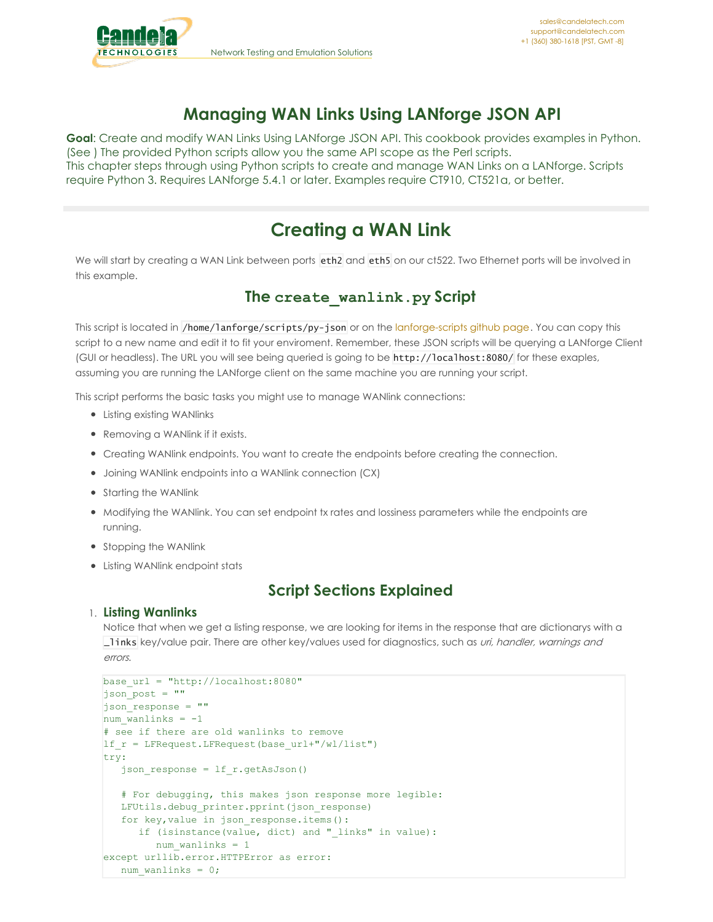# Managing WAN Links Using LANforge JSON API

**Goal**: Create and modify WAN Links Using LANforge JSON API. This cookbook provides examples in Python. (See ) The provided Python scripts allow you the same API scope as the Perl scripts.
This chapter steps through using Python scripts to create and manage WAN Links on a LANforge. Scripts require Python 3. Requires LANforge 5.4.1 or later. Examples require CT910, CT521a, or better.

## Creating a WAN Link

We will start by creating a WAN Link between ports `eth2` and `eth5` on our ct522. Two Ethernet ports will be involved in this example.

### The `create_wanlink.py` Script

This script is located in `/home/lanforge/scripts/py-json` or on the lanforge-scripts github page. You can copy this script to a new name and edit it to fit your enviroment. Remember, these JSON scripts will be querying a LANforge Client (GUI or headless). The URL you will see being queried is going to be `http://localhost:8080/` for these exaples, assuming you are running the LANforge client on the same machine you are running your script.

This script performs the basic tasks you might use to manage WANlink connections:

- Listing existing WANlinks
- Removing a WANlink if it exists.
- Creating WANlink endpoints. You want to create the endpoints before creating the connection.
- Joining WANlink endpoints into a WANlink connection (CX)
- Starting the WANlink
- Modifying the WANlink. You can set endpoint tx rates and lossiness parameters while the endpoints are running.
- Stopping the WANlink
- Listing WANlink endpoint stats

### Script Sections Explained

1. **Listing Wanlinks**
   Notice that when we get a listing response, we are looking for items in the response that are dictionarys with a `_links` key/value pair. There are other key/values used for diagnostics, such as *uri, handler, warnings and errors*.

```
base_url = "http://localhost:8080"
json_post = ""
json_response = ""
num_wanlinks = -1
# see if there are old wanlinks to remove
lf_r = LFRequest.LFRequest(base_url+"/wl/list")
try:
   json_response = lf_r.getAsJson()

   # For debugging, this makes json response more legible:
   LFUtils.debug_printer.pprint(json_response)
   for key,value in json_response.items():
      if (isinstance(value, dict) and "_links" in value):
         num_wanlinks = 1
except urllib.error.HTTPError as error:
   num_wanlinks = 0;
```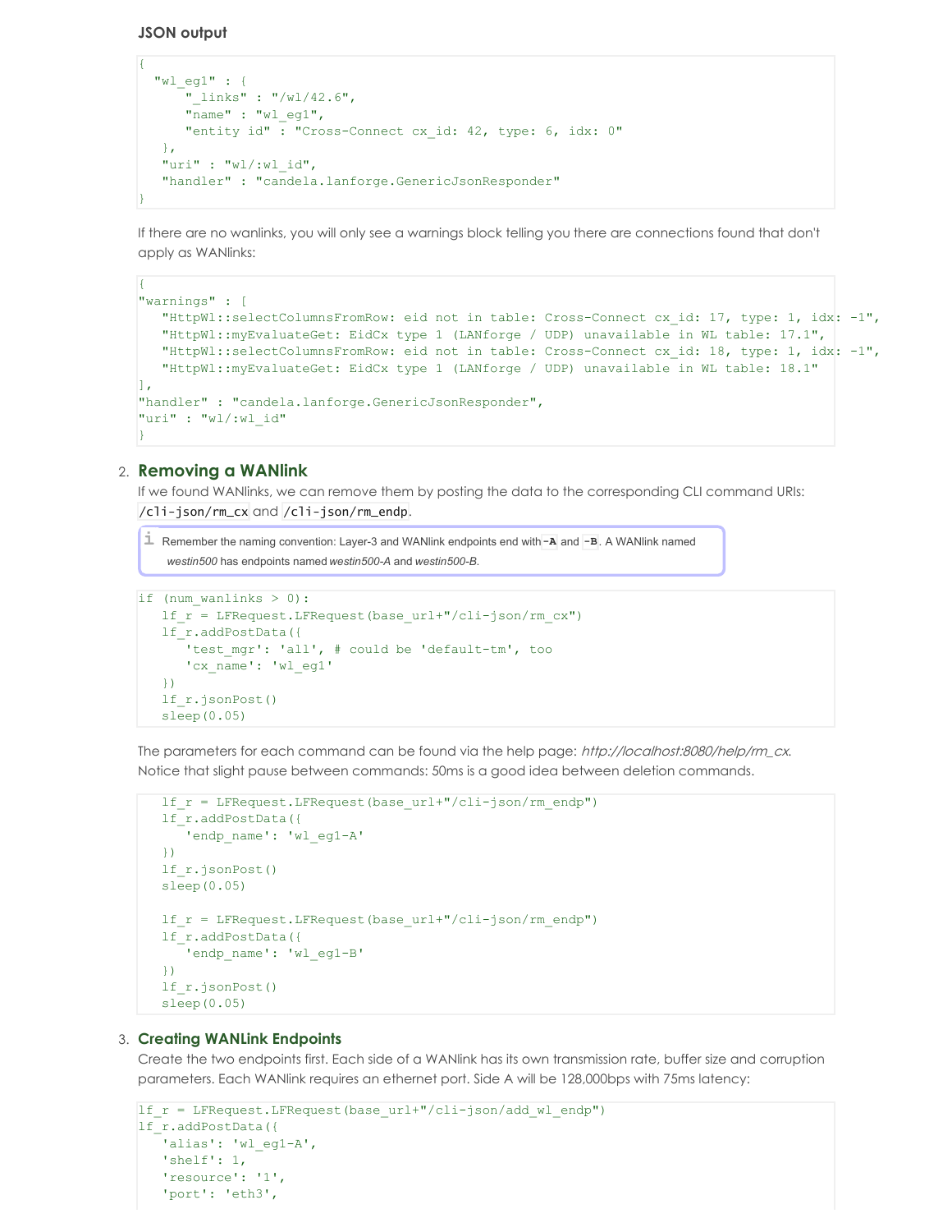**JSON output**

```
{
  "wl_eg1" : {
      "_links" : "/wl/42.6",
      "name" : "wl_eg1",
      "entity id" : "Cross-Connect cx_id: 42, type: 6, idx: 0"
   },
   "uri" : "wl/:wl_id",
   "handler" : "candela.lanforge.GenericJsonResponder"
}
```

If there are no wanlinks, you will only see a warnings block telling you there are connections found that don't apply as WANlinks:

```
{
"warnings" : [
   "HttpWl::selectColumnsFromRow: eid not in table: Cross-Connect cx_id: 17, type: 1, idx: -1",
   "HttpWl::myEvaluateGet: EidCx type 1 (LANforge / UDP) unavailable in WL table: 17.1",
   "HttpWl::selectColumnsFromRow: eid not in table: Cross-Connect cx_id: 18, type: 1, idx: -1",
   "HttpWl::myEvaluateGet: EidCx type 1 (LANforge / UDP) unavailable in WL table: 18.1"
],
"handler" : "candela.lanforge.GenericJsonResponder",
"uri" : "wl/:wl_id"
}
```

2. **Removing a WANlink**

   If we found WANlinks, we can remove them by posting the data to the corresponding CLI command URIs: `/cli-json/rm_cx` and `/cli-json/rm_endp`.

   > Remember the naming convention: Layer-3 and WANlink endpoints end with `-A` and `-B`. A WANlink named *westin500* has endpoints named *westin500-A* and *westin500-B*.

```
if (num_wanlinks > 0):
   lf_r = LFRequest.LFRequest(base_url+"/cli-json/rm_cx")
   lf_r.addPostData({
      'test_mgr': 'all', # could be 'default-tm', too
      'cx_name': 'wl_eg1'
   })
   lf_r.jsonPost()
   sleep(0.05)
```

   The parameters for each command can be found via the help page: *http://localhost:8080/help/rm_cx.* Notice that slight pause between commands: 50ms is a good idea between deletion commands.

```
   lf_r = LFRequest.LFRequest(base_url+"/cli-json/rm_endp")
   lf_r.addPostData({
      'endp_name': 'wl_eg1-A'
   })
   lf_r.jsonPost()
   sleep(0.05)

   lf_r = LFRequest.LFRequest(base_url+"/cli-json/rm_endp")
   lf_r.addPostData({
      'endp_name': 'wl_eg1-B'
   })
   lf_r.jsonPost()
   sleep(0.05)
```

3. **Creating WANLink Endpoints**

   Create the two endpoints first. Each side of a WANlink has its own transmission rate, buffer size and corruption parameters. Each WANlink requires an ethernet port. Side A will be 128,000bps with 75ms latency:

```
lf_r = LFRequest.LFRequest(base_url+"/cli-json/add_wl_endp")
lf_r.addPostData({
   'alias': 'wl_eg1-A',
   'shelf': 1,
   'resource': '1',
   'port': 'eth3',
```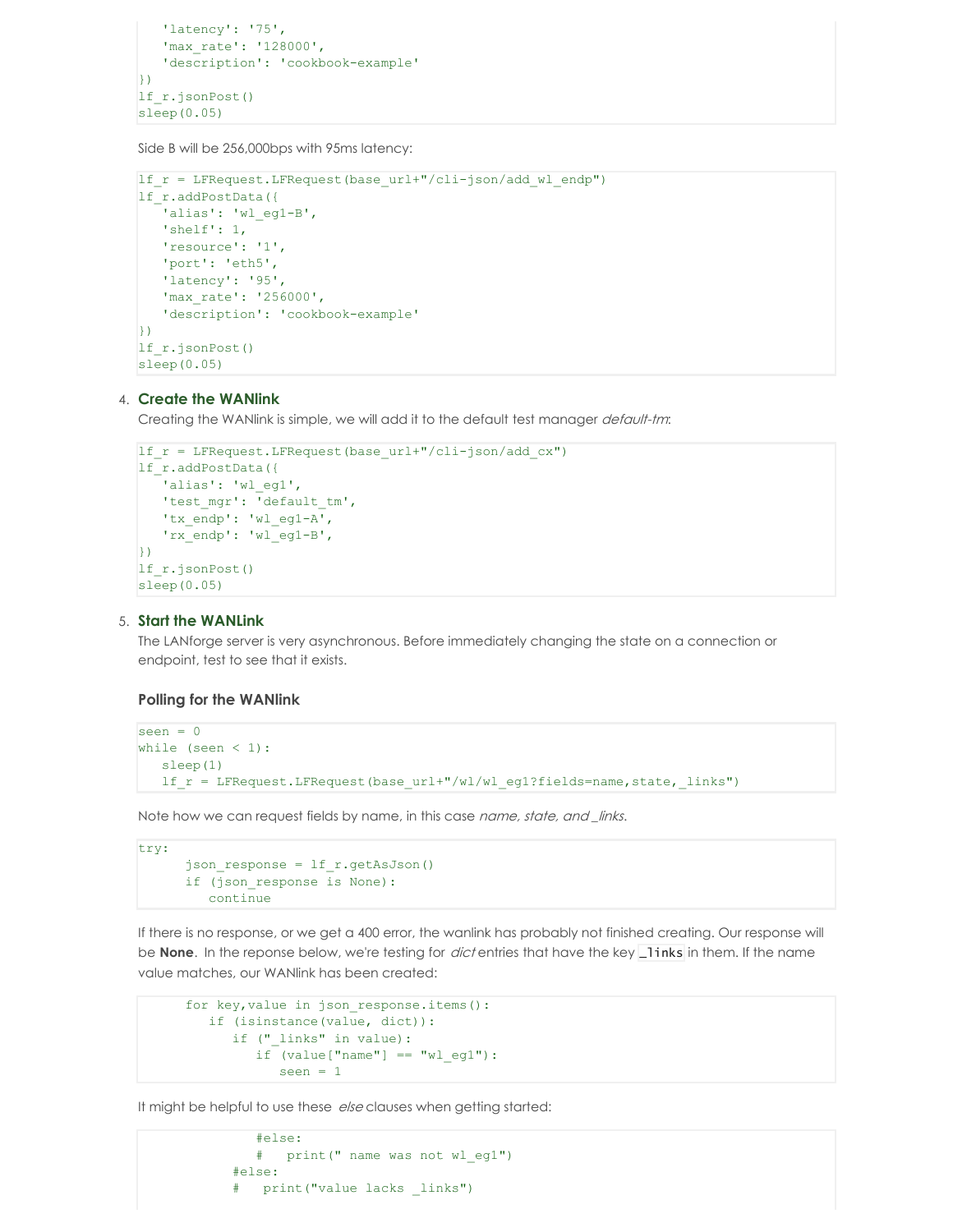```
   'latency': '75',
   'max_rate': '128000',
   'description': 'cookbook-example'
})
lf_r.jsonPost()
sleep(0.05)
```

Side B will be 256,000bps with 95ms latency:

```
lf_r = LFRequest.LFRequest(base_url+"/cli-json/add_wl_endp")
lf_r.addPostData({
   'alias': 'wl_eg1-B',
   'shelf': 1,
   'resource': '1',
   'port': 'eth5',
   'latency': '95',
   'max_rate': '256000',
   'description': 'cookbook-example'
})
lf_r.jsonPost()
sleep(0.05)
```

4. **Create the WANlink**
   Creating the WANlink is simple, we will add it to the default test manager *default-tm*:

```
lf_r = LFRequest.LFRequest(base_url+"/cli-json/add_cx")
lf_r.addPostData({
   'alias': 'wl_eg1',
   'test_mgr': 'default_tm',
   'tx_endp': 'wl_eg1-A',
   'rx_endp': 'wl_eg1-B',
})
lf_r.jsonPost()
sleep(0.05)
```

5. **Start the WANLink**
   The LANforge server is very asynchronous. Before immediately changing the state on a connection or endpoint, test to see that it exists.

### Polling for the WANlink

```
seen = 0
while (seen < 1):
   sleep(1)
   lf_r = LFRequest.LFRequest(base_url+"/wl/wl_eg1?fields=name,state,_links")
```

Note how we can request fields by name, in this case *name, state, and _links*.

```
try:
      json_response = lf_r.getAsJson()
      if (json_response is None):
         continue
```

If there is no response, or we get a 400 error, the wanlink has probably not finished creating. Our response will be **None**. In the reponse below, we're testing for *dict* entries that have the key `_links` in them. If the name value matches, our WANlink has been created:

```
      for key,value in json_response.items():
         if (isinstance(value, dict)):
            if ("_links" in value):
               if (value["name"] == "wl_eg1"):
                  seen = 1
```

It might be helpful to use these *else* clauses when getting started:

```
               #else:
               #   print(" name was not wl_eg1")
            #else:
            #   print("value lacks _links")
```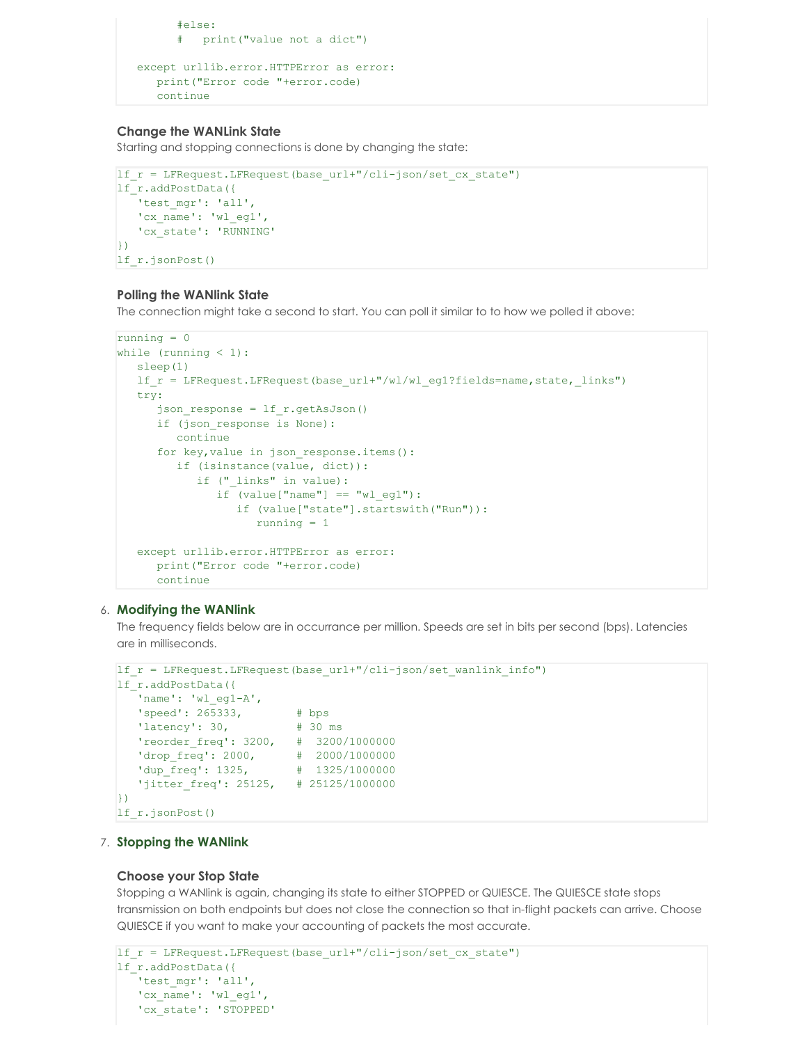```
        #else:
        #   print("value not a dict")

   except urllib.error.HTTPError as error:
      print("Error code "+error.code)
      continue
```

### Change the WANLink State

Starting and stopping connections is done by changing the state:

```
lf_r = LFRequest.LFRequest(base_url+"/cli-json/set_cx_state")
lf_r.addPostData({
   'test_mgr': 'all',
   'cx_name': 'wl_eg1',
   'cx_state': 'RUNNING'
})
lf_r.jsonPost()
```

### Polling the WANlink State

The connection might take a second to start. You can poll it similar to to how we polled it above:

```
running = 0
while (running < 1):
   sleep(1)
   lf_r = LFRequest.LFRequest(base_url+"/wl/wl_eg1?fields=name,state,_links")
   try:
      json_response = lf_r.getAsJson()
      if (json_response is None):
         continue
      for key,value in json_response.items():
         if (isinstance(value, dict)):
            if ("_links" in value):
               if (value["name"] == "wl_eg1"):
                  if (value["state"].startswith("Run")):
                     running = 1

   except urllib.error.HTTPError as error:
      print("Error code "+error.code)
      continue
```

6. **Modifying the WANlink**

   The frequency fields below are in occurrance per million. Speeds are set in bits per second (bps). Latencies are in milliseconds.

```
lf_r = LFRequest.LFRequest(base_url+"/cli-json/set_wanlink_info")
lf_r.addPostData({
   'name': 'wl_eg1-A',
   'speed': 265333,        # bps
   'latency': 30,          # 30 ms
   'reorder_freq': 3200,   #  3200/1000000
   'drop_freq': 2000,      #  2000/1000000
   'dup_freq': 1325,       #  1325/1000000
   'jitter_freq': 25125,   # 25125/1000000
})
lf_r.jsonPost()
```

7. **Stopping the WANlink**

### Choose your Stop State

Stopping a WANlink is again, changing its state to either STOPPED or QUIESCE. The QUIESCE state stops transmission on both endpoints but does not close the connection so that in-flight packets can arrive. Choose QUIESCE if you want to make your accounting of packets the most accurate.

```
lf_r = LFRequest.LFRequest(base_url+"/cli-json/set_cx_state")
lf_r.addPostData({
   'test_mgr': 'all',
   'cx_name': 'wl_eg1',
   'cx_state': 'STOPPED'
```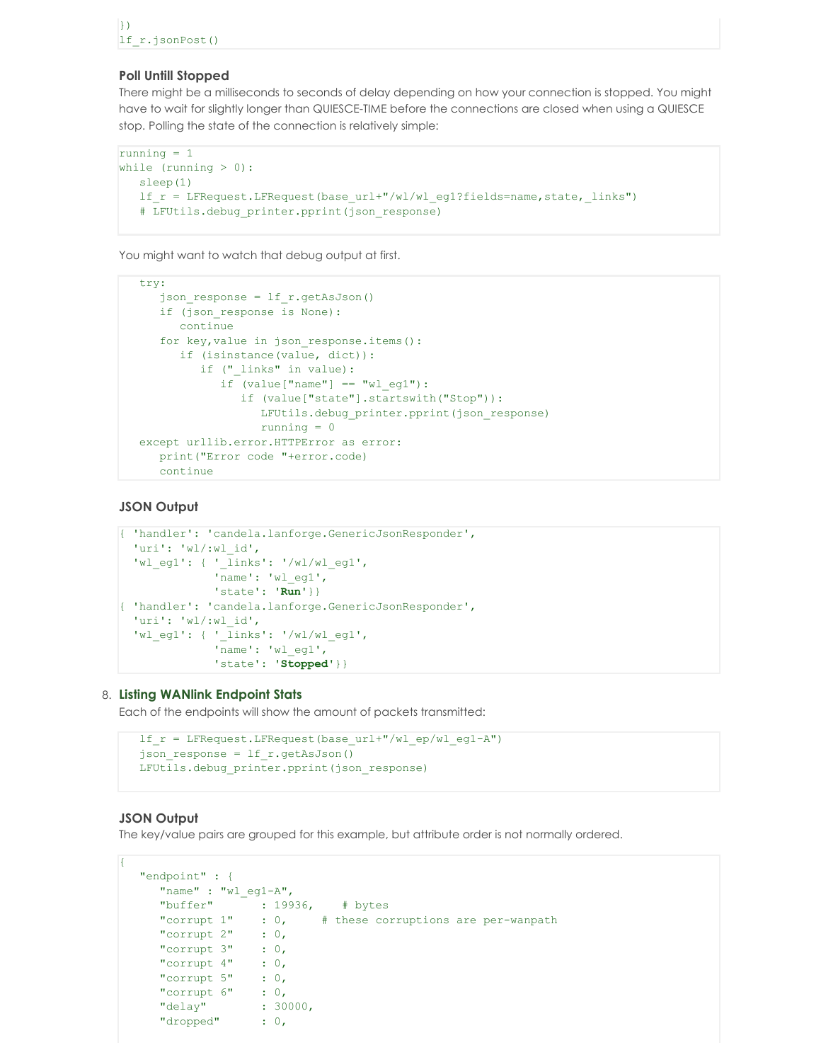```
})
lf_r.jsonPost()
```

#### Poll Untill Stopped

There might be a milliseconds to seconds of delay depending on how your connection is stopped. You might have to wait for slightly longer than QUIESCE-TIME before the connections are closed when using a QUIESCE stop. Polling the state of the connection is relatively simple:

```
running = 1
while (running > 0):
   sleep(1)
   lf_r = LFRequest.LFRequest(base_url+"/wl/wl_eg1?fields=name,state,_links")
   # LFUtils.debug_printer.pprint(json_response)
```

You might want to watch that debug output at first.

```
   try:
      json_response = lf_r.getAsJson()
      if (json_response is None):
         continue
      for key,value in json_response.items():
         if (isinstance(value, dict)):
            if ("_links" in value):
               if (value["name"] == "wl_eg1"):
                  if (value["state"].startswith("Stop")):
                     LFUtils.debug_printer.pprint(json_response)
                     running = 0
   except urllib.error.HTTPError as error:
      print("Error code "+error.code)
      continue
```

#### JSON Output

```
{ 'handler': 'candela.lanforge.GenericJsonResponder',
  'uri': 'wl/:wl_id',
  'wl_eg1': { '_links': '/wl/wl_eg1',
              'name': 'wl_eg1',
              'state': 'Run'}}
{ 'handler': 'candela.lanforge.GenericJsonResponder',
  'uri': 'wl/:wl_id',
  'wl_eg1': { '_links': '/wl/wl_eg1',
              'name': 'wl_eg1',
              'state': 'Stopped'}}
```

8. **Listing WANlink Endpoint Stats**

   Each of the endpoints will show the amount of packets transmitted:

```
   lf_r = LFRequest.LFRequest(base_url+"/wl_ep/wl_eg1-A")
   json_response = lf_r.getAsJson()
   LFUtils.debug_printer.pprint(json_response)
```

#### JSON Output

The key/value pairs are grouped for this example, but attribute order is not normally ordered.

```
{
   "endpoint" : {
      "name" : "wl_eg1-A",
      "buffer"       : 19936,    # bytes
      "corrupt 1"    : 0,     # these corruptions are per-wanpath
      "corrupt 2"    : 0,
      "corrupt 3"    : 0,
      "corrupt 4"    : 0,
      "corrupt 5"    : 0,
      "corrupt 6"    : 0,
      "delay"        : 30000,
      "dropped"      : 0,
```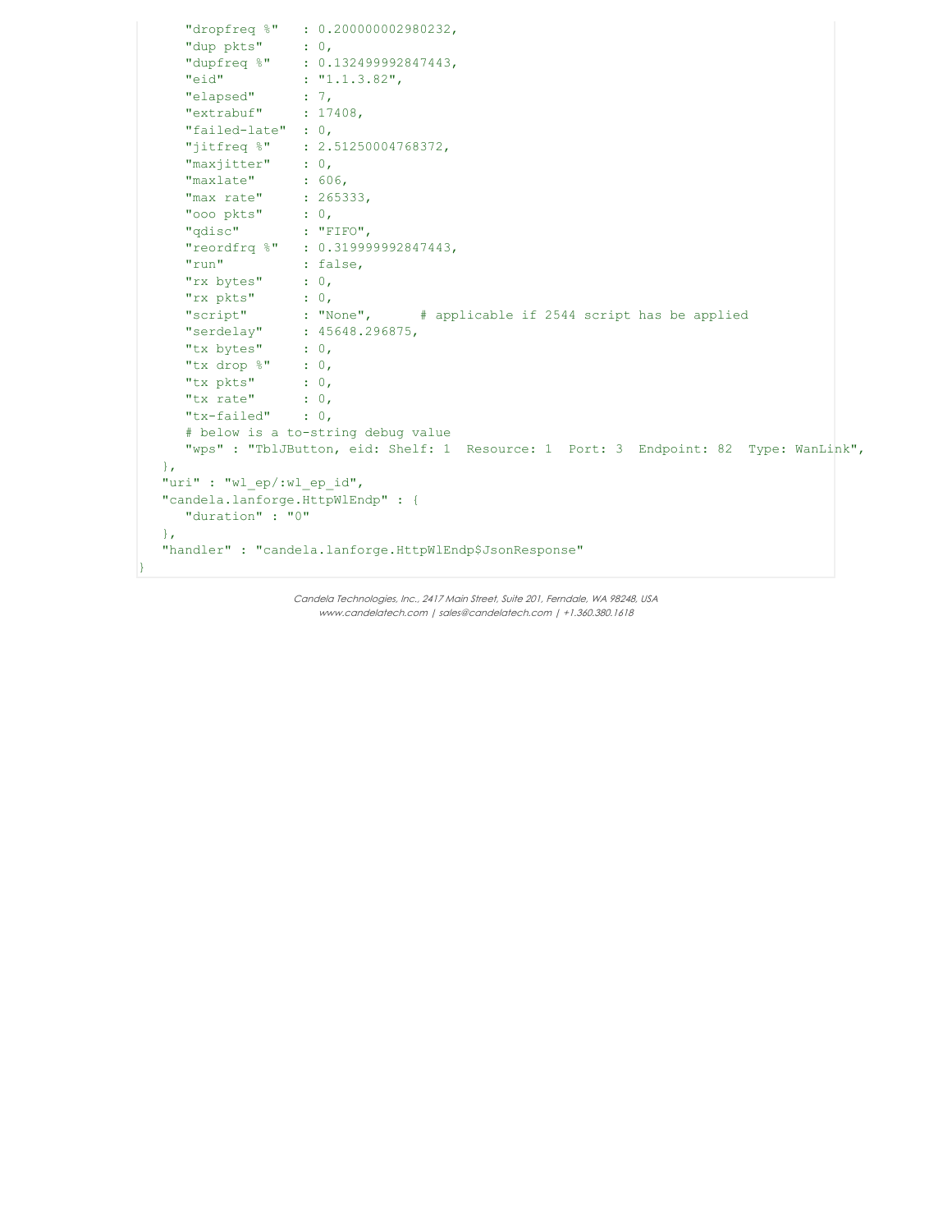```
      "dropfreq %"   : 0.200000002980232,
      "dup pkts"     : 0,
      "dupfreq %"    : 0.132499992847443,
      "eid"          : "1.1.3.82",
      "elapsed"      : 7,
      "extrabuf"     : 17408,
      "failed-late"  : 0,
      "jitfreq %"    : 2.51250004768372,
      "maxjitter"    : 0,
      "maxlate"      : 606,
      "max rate"     : 265333,
      "ooo pkts"     : 0,
      "qdisc"        : "FIFO",
      "reordfrq %"   : 0.319999992847443,
      "run"          : false,
      "rx bytes"     : 0,
      "rx pkts"      : 0,
      "script"       : "None",      # applicable if 2544 script has be applied
      "serdelay"     : 45648.296875,
      "tx bytes"     : 0,
      "tx drop %"    : 0,
      "tx pkts"      : 0,
      "tx rate"      : 0,
      "tx-failed"    : 0,
      # below is a to-string debug value
      "wps" : "TblJButton, eid: Shelf: 1  Resource: 1  Port: 3  Endpoint: 82  Type: WanLink",
   },
   "uri" : "wl_ep/:wl_ep_id",
   "candela.lanforge.HttpWlEndp" : {
      "duration" : "0"
   },
   "handler" : "candela.lanforge.HttpWlEndp$JsonResponse"
}
```

Candela Technologies, Inc., 2417 Main Street, Suite 201, Ferndale, WA 98248, USA
www.candelatech.com | sales@candelatech.com | +1.360.380.1618